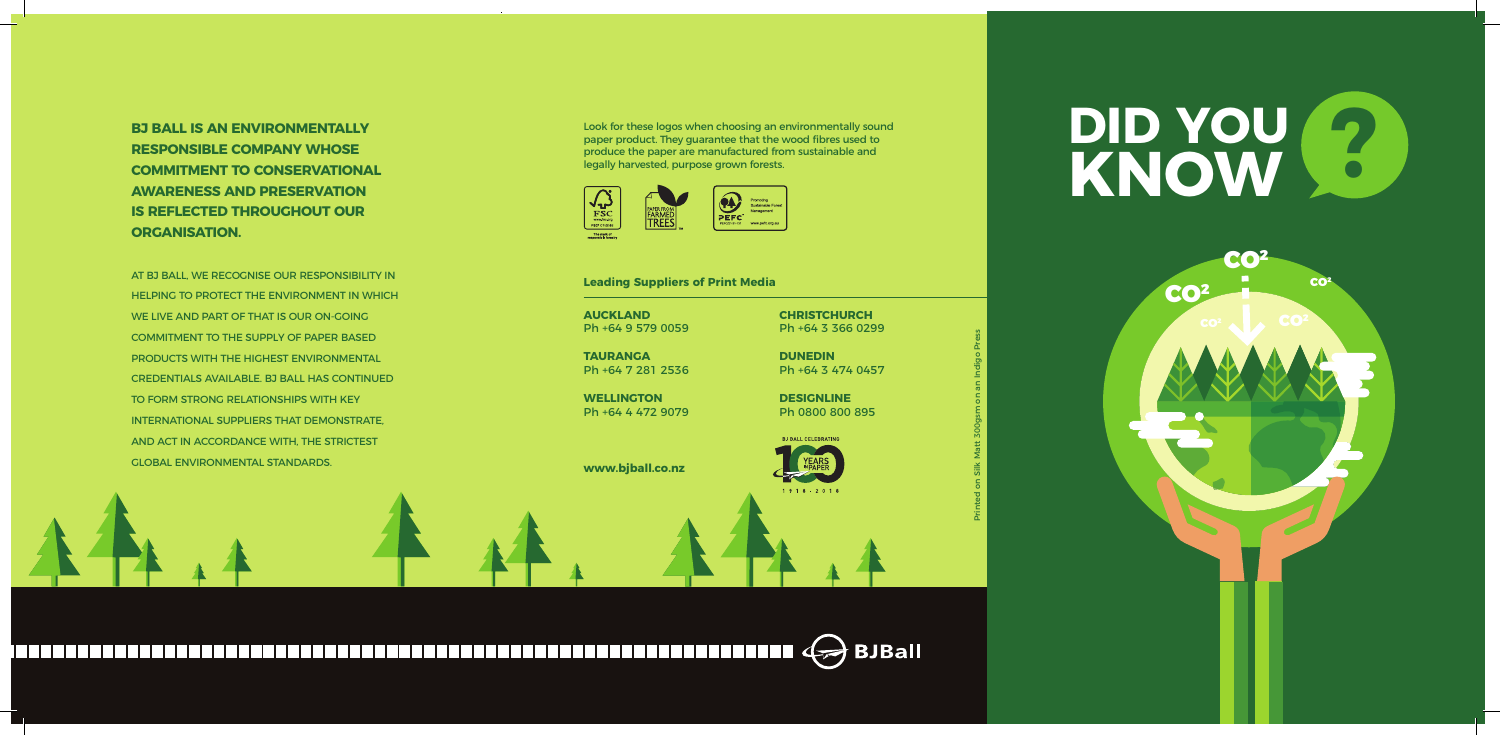**BJ BALL IS AN ENVIRONMENTALLY RESPONSIBLE COMPANY WHOSE COMMITMENT TO CONSERVATIONAL AWARENESS AND PRESERVATION IS REFLECTED THROUGHOUT OUR ORGANISATION.**

AT BJ BALL, WE RECOGNISE OUR RESPONSIBILITY IN HELPING TO PROTECT THE ENVIRONMENT IN WHICH WE LIVE AND PART OF THAT IS OUR ON-GOING COMMITMENT TO THE SUPPLY OF PAPER BASED PRODUCTS WITH THE HIGHEST ENVIRONMENTAL CREDENTIALS AVAILABLE. BJ BALL HAS CONTINUED TO FORM STRONG RELATIONSHIPS WITH KEY INTERNATIONAL SUPPLIERS THAT DEMONSTRATE, AND ACT IN ACCORDANCE WITH, THE STRICTEST GLOBAL ENVIRONMENTAL STANDARDS.

Look for these logos when choosing an environmentally sound paper product. They guarantee that the wood fibres used to produce the paper are manufactured from sustainable and legally harvested, purpose grown forests.

FSC · PAPER FROM FARMED TREES · PEFC Promoting Sustainable Forest Management www.pefc.org.au

**Leading Suppliers of Print Media**

**AUCKLAND**
Ph +64 9 579 0059

**TAURANGA**
Ph +64 7 281 2536

**WELLINGTON**
Ph +64 4 472 9079

**CHRISTCHURCH**
Ph +64 3 366 0299

**DUNEDIN**
Ph +64 3 474 0457

**DESIGNLINE**
Ph 0800 800 895

**www.bjball.co.nz**

BJ BALL CELEBRATING 100 YEARS of PAPER 1916 - 2016

Printed on Silk Matt 300gsm on an Indigo Press

BJBall

# DID YOU KNOW ?

$CO^2$ $CO^2$ $CO^2$ $CO^2$ $CO^2$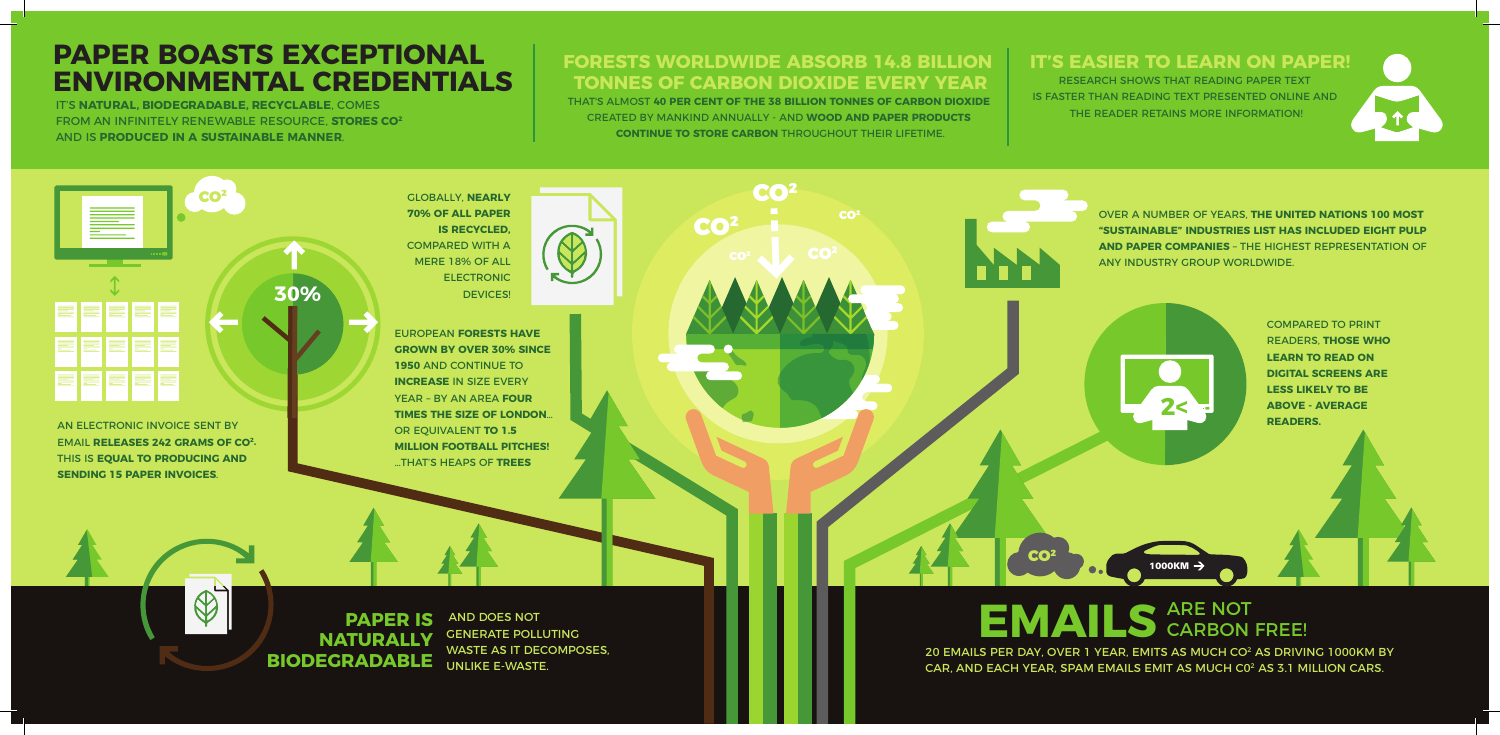## PAPER BOASTS EXCEPTIONAL ENVIRONMENTAL CREDENTIALS

IT'S **NATURAL, BIODEGRADABLE, RECYCLABLE**, COMES FROM AN INFINITELY RENEWABLE RESOURCE, **STORES $CO^2$** AND IS **PRODUCED IN A SUSTAINABLE MANNER**.

## FORESTS WORLDWIDE ABSORB 14.8 BILLION TONNES OF CARBON DIOXIDE EVERY YEAR

THAT'S ALMOST **40 PER CENT OF THE 38 BILLION TONNES OF CARBON DIOXIDE** CREATED BY MANKIND ANNUALLY - AND **WOOD AND PAPER PRODUCTS CONTINUE TO STORE CARBON** THROUGHOUT THEIR LIFETIME.

## IT'S EASIER TO LEARN ON PAPER!

RESEARCH SHOWS THAT READING PAPER TEXT IS FASTER THAN READING TEXT PRESENTED ONLINE AND THE READER RETAINS MORE INFORMATION!

$CO^2$

30%

AN ELECTRONIC INVOICE SENT BY EMAIL **RELEASES 242 GRAMS OF $CO^2$. THIS IS EQUAL TO PRODUCING AND SENDING 15 PAPER INVOICES**.

GLOBALLY, **NEARLY 70% OF ALL PAPER IS RECYCLED,** COMPARED WITH A MERE 18% OF ALL ELECTRONIC DEVICES!

EUROPEAN **FORESTS HAVE GROWN BY OVER 30% SINCE 1950** AND CONTINUE TO **INCREASE** IN SIZE EVERY YEAR – BY AN AREA **FOUR TIMES THE SIZE OF LONDON**... OR EQUIVALENT **TO 1.5 MILLION FOOTBALL PITCHES!** ...THAT'S HEAPS OF **TREES**

OVER A NUMBER OF YEARS, **THE UNITED NATIONS 100 MOST "SUSTAINABLE" INDUSTRIES LIST HAS INCLUDED EIGHT PULP AND PAPER COMPANIES** – THE HIGHEST REPRESENTATION OF ANY INDUSTRY GROUP WORLDWIDE.

COMPARED TO PRINT READERS, **THOSE WHO LEARN TO READ ON DIGITAL SCREENS ARE LESS LIKELY TO BE ABOVE - AVERAGE READERS.**

2<

$CO^2$

1000KM →

**PAPER IS NATURALLY BIODEGRADABLE** AND DOES NOT GENERATE POLLUTING WASTE AS IT DECOMPOSES, UNLIKE E-WASTE.

## EMAILS ARE NOT CARBON FREE!

20 EMAILS PER DAY, OVER 1 YEAR, EMITS AS MUCH $CO^2$ AS DRIVING 1000KM BY CAR, AND EACH YEAR, SPAM EMAILS EMIT AS MUCH $C0^2$ AS 3.1 MILLION CARS.